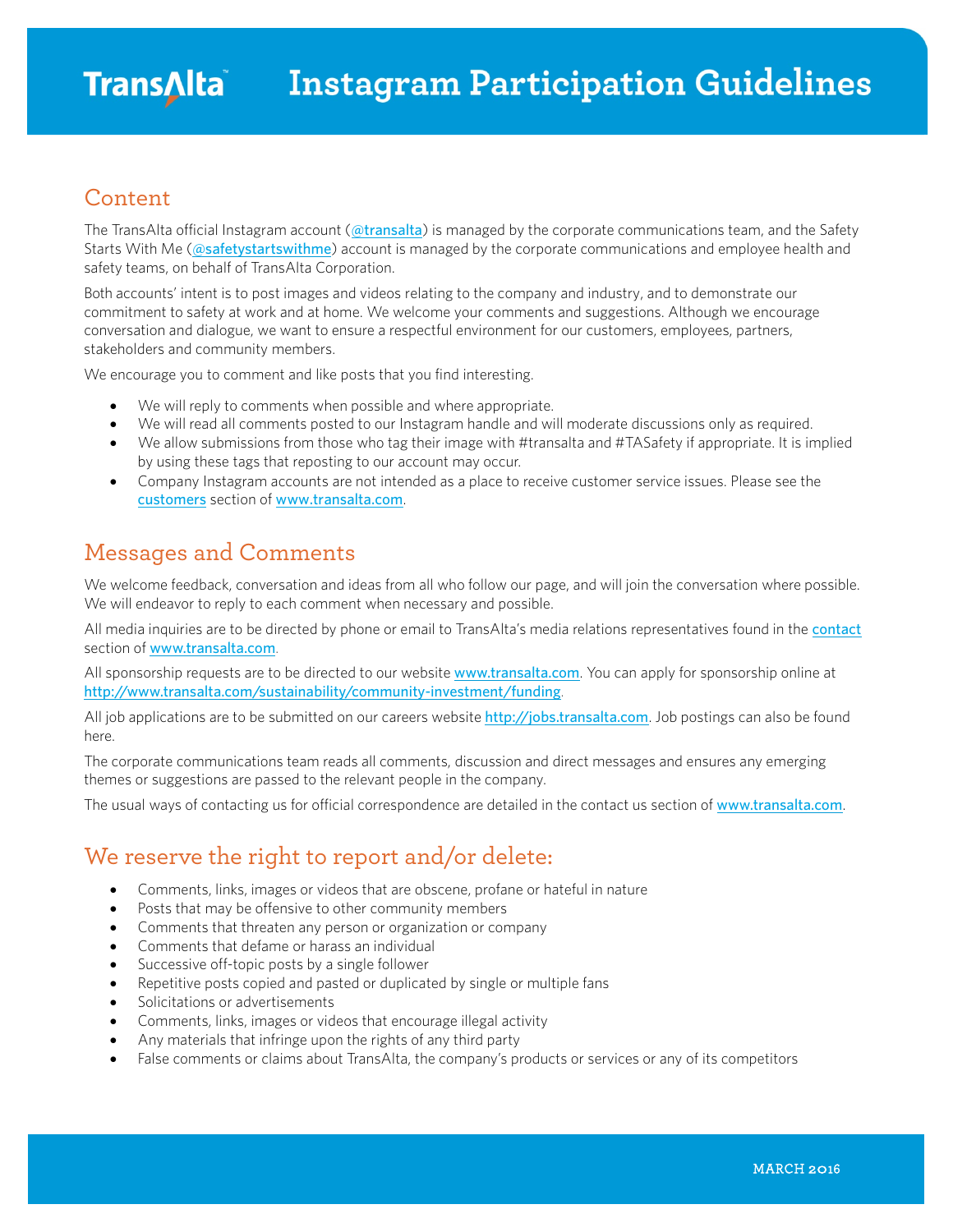# TransAlta Instagram Participation Guidelines

## Content

The TransAlta official Instagram account (@transalta) is managed by the corporate communications team, and the Safety Starts With Me (@safetystartswithme) account is managed by the corporate communications and employee health and safety teams, on behalf of TransAlta Corporation.

Both accounts' intent is to post images and videos relating to the company and industry, and to demonstrate our commitment to safety at work and at home. We welcome your comments and suggestions. Although we encourage conversation and dialogue, we want to ensure a respectful environment for our customers, employees, partners, stakeholders and community members.

We encourage you to comment and like posts that you find interesting.

- We will reply to comments when possible and where appropriate.
- We will read all comments posted to our Instagram handle and will moderate discussions only as required.
- We allow submissions from those who tag their image with #transalta and #TASafety if appropriate. It is implied by using these tags that reposting to our account may occur.
- Company Instagram accounts are not intended as a place to receive customer service issues. Please see the customers section of www.transalta.com.

## Messages and Comments

We welcome feedback, conversation and ideas from all who follow our page, and will join the conversation where possible. We will endeavor to reply to each comment when necessary and possible.

All media inquiries are to be directed by phone or email to TransAlta's media relations representatives found in the contact section of www.transalta.com.

All sponsorship requests are to be directed to our website www.transalta.com. You can apply for sponsorship online at http://www.transalta.com/sustainability/community-investment/funding.

All job applications are to be submitted on our careers website http://jobs.transalta.com. Job postings can also be found here.

The corporate communications team reads all comments, discussion and direct messages and ensures any emerging themes or suggestions are passed to the relevant people in the company.

The usual ways of contacting us for official correspondence are detailed in the contact us section of www.transalta.com.

## We reserve the right to report and/or delete:

- Comments, links, images or videos that are obscene, profane or hateful in nature
- Posts that may be offensive to other community members
- Comments that threaten any person or organization or company
- Comments that defame or harass an individual
- Successive off-topic posts by a single follower
- Repetitive posts copied and pasted or duplicated by single or multiple fans
- Solicitations or advertisements
- Comments, links, images or videos that encourage illegal activity
- Any materials that infringe upon the rights of any third party
- False comments or claims about TransAlta, the company's products or services or any of its competitors

MARCH 2016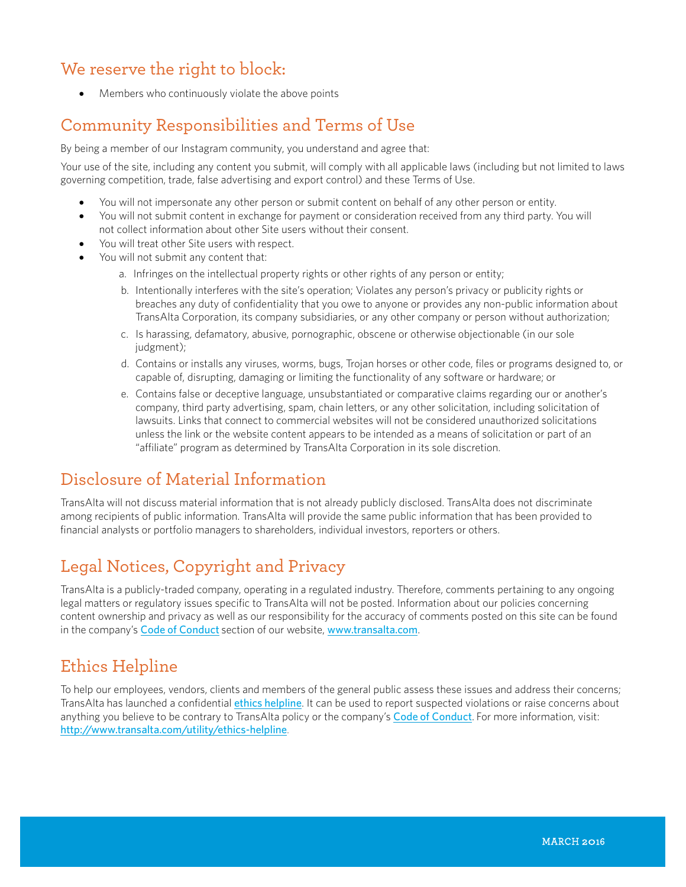## We reserve the right to block:

- Members who continuously violate the above points

## Community Responsibilities and Terms of Use

By being a member of our Instagram community, you understand and agree that:

Your use of the site, including any content you submit, will comply with all applicable laws (including but not limited to laws governing competition, trade, false advertising and export control) and these Terms of Use.

- You will not impersonate any other person or submit content on behalf of any other person or entity.
- You will not submit content in exchange for payment or consideration received from any third party. You will not collect information about other Site users without their consent.
- You will treat other Site users with respect.
- You will not submit any content that:
  a. Infringes on the intellectual property rights or other rights of any person or entity;
  b. Intentionally interferes with the site's operation; Violates any person's privacy or publicity rights or breaches any duty of confidentiality that you owe to anyone or provides any non-public information about TransAlta Corporation, its company subsidiaries, or any other company or person without authorization;
  c. Is harassing, defamatory, abusive, pornographic, obscene or otherwise objectionable (in our sole judgment);
  d. Contains or installs any viruses, worms, bugs, Trojan horses or other code, files or programs designed to, or capable of, disrupting, damaging or limiting the functionality of any software or hardware; or
  e. Contains false or deceptive language, unsubstantiated or comparative claims regarding our or another's company, third party advertising, spam, chain letters, or any other solicitation, including solicitation of lawsuits. Links that connect to commercial websites will not be considered unauthorized solicitations unless the link or the website content appears to be intended as a means of solicitation or part of an "affiliate" program as determined by TransAlta Corporation in its sole discretion.

## Disclosure of Material Information

TransAlta will not discuss material information that is not already publicly disclosed. TransAlta does not discriminate among recipients of public information. TransAlta will provide the same public information that has been provided to financial analysts or portfolio managers to shareholders, individual investors, reporters or others.

## Legal Notices, Copyright and Privacy

TransAlta is a publicly-traded company, operating in a regulated industry. Therefore, comments pertaining to any ongoing legal matters or regulatory issues specific to TransAlta will not be posted. Information about our policies concerning content ownership and privacy as well as our responsibility for the accuracy of comments posted on this site can be found in the company's Code of Conduct section of our website, www.transalta.com.

## Ethics Helpline

To help our employees, vendors, clients and members of the general public assess these issues and address their concerns; TransAlta has launched a confidential ethics helpline. It can be used to report suspected violations or raise concerns about anything you believe to be contrary to TransAlta policy or the company's Code of Conduct. For more information, visit: http://www.transalta.com/utility/ethics-helpline.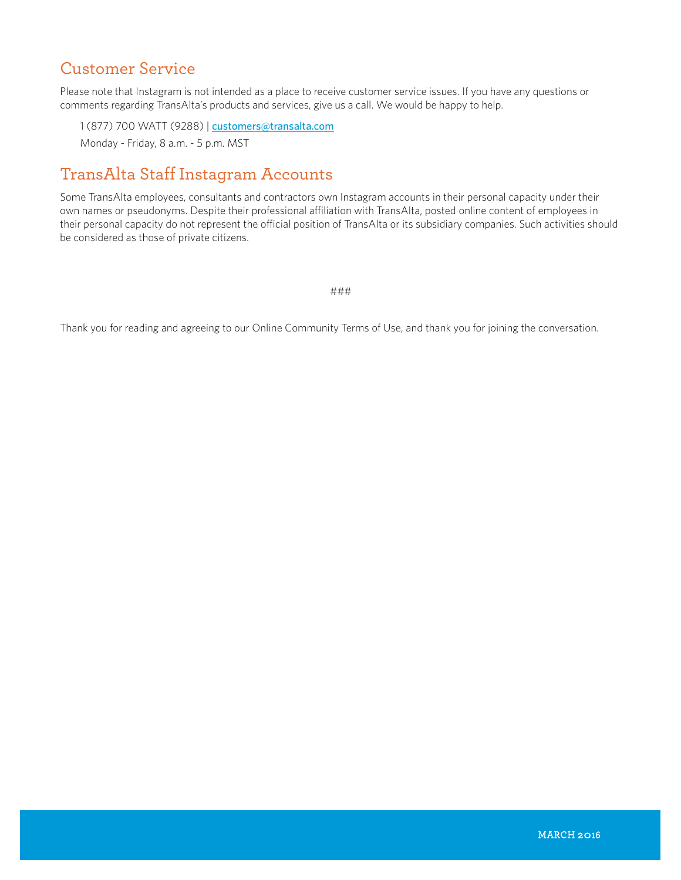## Customer Service

Please note that Instagram is not intended as a place to receive customer service issues. If you have any questions or comments regarding TransAlta's products and services, give us a call. We would be happy to help.

1 (877) 700 WATT (9288) | customers@transalta.com

Monday - Friday, 8 a.m. - 5 p.m. MST

## TransAlta Staff Instagram Accounts

Some TransAlta employees, consultants and contractors own Instagram accounts in their personal capacity under their own names or pseudonyms. Despite their professional affiliation with TransAlta, posted online content of employees in their personal capacity do not represent the official position of TransAlta or its subsidiary companies. Such activities should be considered as those of private citizens.

###

Thank you for reading and agreeing to our Online Community Terms of Use, and thank you for joining the conversation.